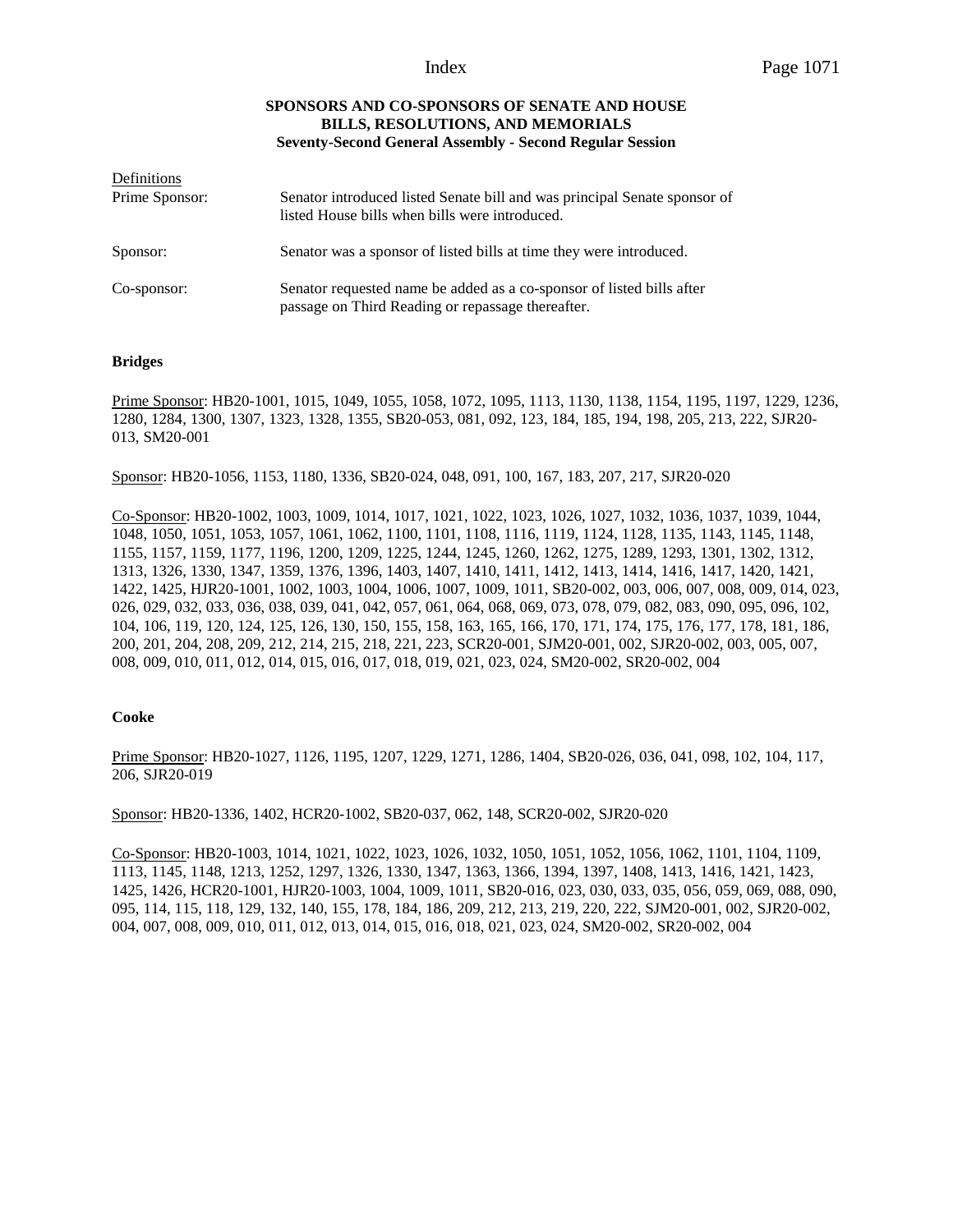## SPONSORS AND CO-SPONSORS OF SENATE AND HOUSE BILLS, RESOLUTIONS, AND MEMORIALS
### Seventy-Second General Assembly - Second Regular Session

Definitions

| | |
|---|---|
| Prime Sponsor: | Senator introduced listed Senate bill and was principal Senate sponsor of listed House bills when bills were introduced. |
| Sponsor: | Senator was a sponsor of listed bills at time they were introduced. |
| Co-sponsor: | Senator requested name be added as a co-sponsor of listed bills after passage on Third Reading or repassage thereafter. |

**Bridges**

Prime Sponsor: HB20-1001, 1015, 1049, 1055, 1058, 1072, 1095, 1113, 1130, 1138, 1154, 1195, 1197, 1229, 1236, 1280, 1284, 1300, 1307, 1323, 1328, 1355, SB20-053, 081, 092, 123, 184, 185, 194, 198, 205, 213, 222, SJR20-013, SM20-001

Sponsor: HB20-1056, 1153, 1180, 1336, SB20-024, 048, 091, 100, 167, 183, 207, 217, SJR20-020

Co-Sponsor: HB20-1002, 1003, 1009, 1014, 1017, 1021, 1022, 1023, 1026, 1027, 1032, 1036, 1037, 1039, 1044, 1048, 1050, 1051, 1053, 1057, 1061, 1062, 1100, 1101, 1108, 1116, 1119, 1124, 1128, 1135, 1143, 1145, 1148, 1155, 1157, 1159, 1177, 1196, 1200, 1209, 1225, 1244, 1245, 1260, 1262, 1275, 1289, 1293, 1301, 1302, 1312, 1313, 1326, 1330, 1347, 1359, 1376, 1396, 1403, 1407, 1410, 1411, 1412, 1413, 1414, 1416, 1417, 1420, 1421, 1422, 1425, HJR20-1001, 1002, 1003, 1004, 1006, 1007, 1009, 1011, SB20-002, 003, 006, 007, 008, 009, 014, 023, 026, 029, 032, 033, 036, 038, 039, 041, 042, 057, 061, 064, 068, 069, 073, 078, 079, 082, 083, 090, 095, 096, 102, 104, 106, 119, 120, 124, 125, 126, 130, 150, 155, 158, 163, 165, 166, 170, 171, 174, 175, 176, 177, 178, 181, 186, 200, 201, 204, 208, 209, 212, 214, 215, 218, 221, 223, SCR20-001, SJM20-001, 002, SJR20-002, 003, 005, 007, 008, 009, 010, 011, 012, 014, 015, 016, 017, 018, 019, 021, 023, 024, SM20-002, SR20-002, 004

**Cooke**

Prime Sponsor: HB20-1027, 1126, 1195, 1207, 1229, 1271, 1286, 1404, SB20-026, 036, 041, 098, 102, 104, 117, 206, SJR20-019

Sponsor: HB20-1336, 1402, HCR20-1002, SB20-037, 062, 148, SCR20-002, SJR20-020

Co-Sponsor: HB20-1003, 1014, 1021, 1022, 1023, 1026, 1032, 1050, 1051, 1052, 1056, 1062, 1101, 1104, 1109, 1113, 1145, 1148, 1213, 1252, 1297, 1326, 1330, 1347, 1363, 1366, 1394, 1397, 1408, 1413, 1416, 1421, 1423, 1425, 1426, HCR20-1001, HJR20-1003, 1004, 1009, 1011, SB20-016, 023, 030, 033, 035, 056, 059, 069, 088, 090, 095, 114, 115, 118, 129, 132, 140, 155, 178, 184, 186, 209, 212, 213, 219, 220, 222, SJM20-001, 002, SJR20-002, 004, 007, 008, 009, 010, 011, 012, 013, 014, 015, 016, 018, 021, 023, 024, SM20-002, SR20-002, 004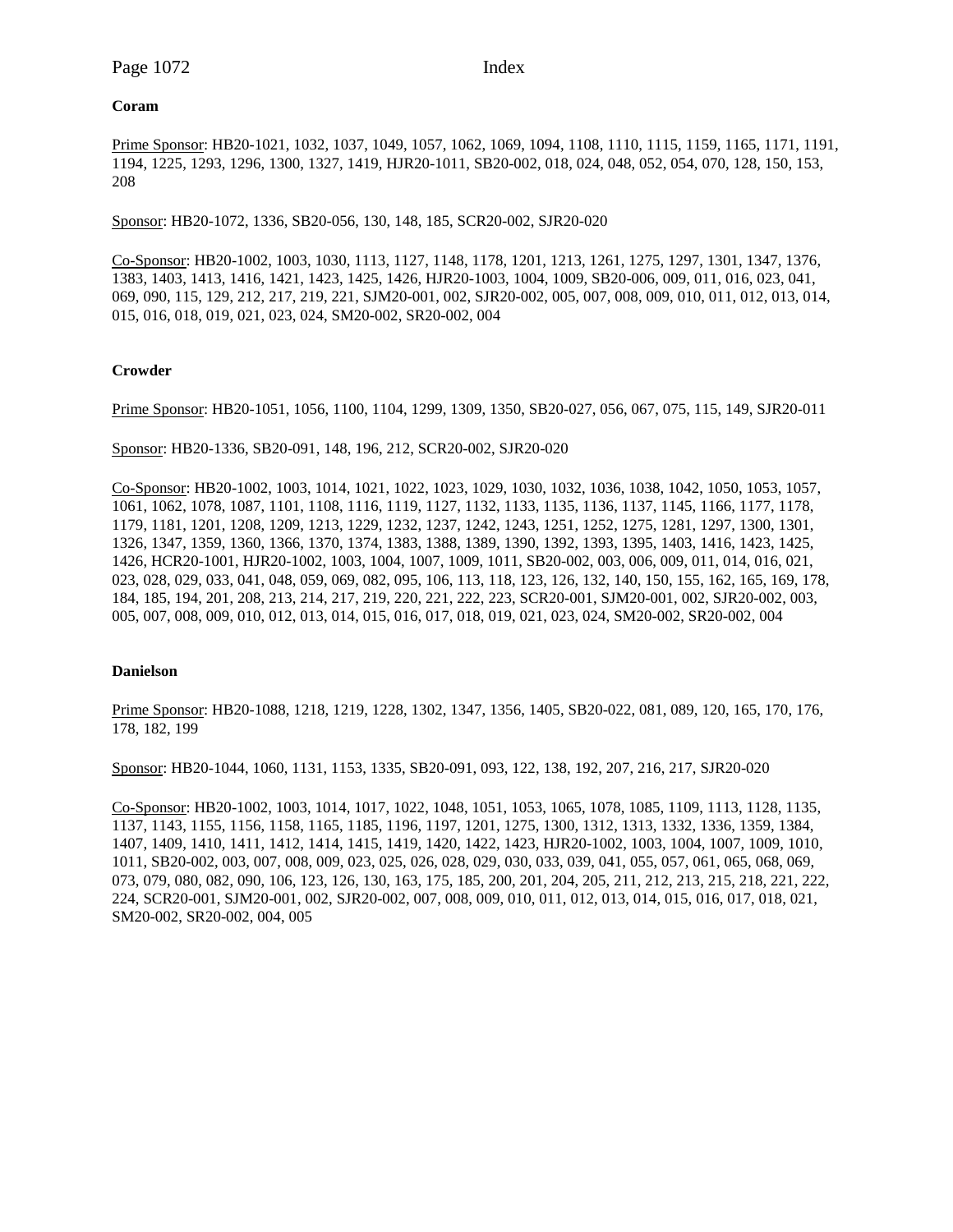**Coram**

Prime Sponsor: HB20-1021, 1032, 1037, 1049, 1057, 1062, 1069, 1094, 1108, 1110, 1115, 1159, 1165, 1171, 1191, 1194, 1225, 1293, 1296, 1300, 1327, 1419, HJR20-1011, SB20-002, 018, 024, 048, 052, 054, 070, 128, 150, 153, 208

Sponsor: HB20-1072, 1336, SB20-056, 130, 148, 185, SCR20-002, SJR20-020

Co-Sponsor: HB20-1002, 1003, 1030, 1113, 1127, 1148, 1178, 1201, 1213, 1261, 1275, 1297, 1301, 1347, 1376, 1383, 1403, 1413, 1416, 1421, 1423, 1425, 1426, HJR20-1003, 1004, 1009, SB20-006, 009, 011, 016, 023, 041, 069, 090, 115, 129, 212, 217, 219, 221, SJM20-001, 002, SJR20-002, 005, 007, 008, 009, 010, 011, 012, 013, 014, 015, 016, 018, 019, 021, 023, 024, SM20-002, SR20-002, 004

**Crowder**

Prime Sponsor: HB20-1051, 1056, 1100, 1104, 1299, 1309, 1350, SB20-027, 056, 067, 075, 115, 149, SJR20-011

Sponsor: HB20-1336, SB20-091, 148, 196, 212, SCR20-002, SJR20-020

Co-Sponsor: HB20-1002, 1003, 1014, 1021, 1022, 1023, 1029, 1030, 1032, 1036, 1038, 1042, 1050, 1053, 1057, 1061, 1062, 1078, 1087, 1101, 1108, 1116, 1119, 1127, 1132, 1133, 1135, 1136, 1137, 1145, 1166, 1177, 1178, 1179, 1181, 1201, 1208, 1209, 1213, 1229, 1232, 1237, 1242, 1243, 1251, 1252, 1275, 1281, 1297, 1300, 1301, 1326, 1347, 1359, 1360, 1366, 1370, 1374, 1383, 1388, 1389, 1390, 1392, 1393, 1395, 1403, 1416, 1423, 1425, 1426, HCR20-1001, HJR20-1002, 1003, 1004, 1007, 1009, 1011, SB20-002, 003, 006, 009, 011, 014, 016, 021, 023, 028, 029, 033, 041, 048, 059, 069, 082, 095, 106, 113, 118, 123, 126, 132, 140, 150, 155, 162, 165, 169, 178, 184, 185, 194, 201, 208, 213, 214, 217, 219, 220, 221, 222, 223, SCR20-001, SJM20-001, 002, SJR20-002, 003, 005, 007, 008, 009, 010, 012, 013, 014, 015, 016, 017, 018, 019, 021, 023, 024, SM20-002, SR20-002, 004

**Danielson**

Prime Sponsor: HB20-1088, 1218, 1219, 1228, 1302, 1347, 1356, 1405, SB20-022, 081, 089, 120, 165, 170, 176, 178, 182, 199

Sponsor: HB20-1044, 1060, 1131, 1153, 1335, SB20-091, 093, 122, 138, 192, 207, 216, 217, SJR20-020

Co-Sponsor: HB20-1002, 1003, 1014, 1017, 1022, 1048, 1051, 1053, 1065, 1078, 1085, 1109, 1113, 1128, 1135, 1137, 1143, 1155, 1156, 1158, 1165, 1185, 1196, 1197, 1201, 1275, 1300, 1312, 1313, 1332, 1336, 1359, 1384, 1407, 1409, 1410, 1411, 1412, 1414, 1415, 1419, 1420, 1422, 1423, HJR20-1002, 1003, 1004, 1007, 1009, 1010, 1011, SB20-002, 003, 007, 008, 009, 023, 025, 026, 028, 029, 030, 033, 039, 041, 055, 057, 061, 065, 068, 069, 073, 079, 080, 082, 090, 106, 123, 126, 130, 163, 175, 185, 200, 201, 204, 205, 211, 212, 213, 215, 218, 221, 222, 224, SCR20-001, SJM20-001, 002, SJR20-002, 007, 008, 009, 010, 011, 012, 013, 014, 015, 016, 017, 018, 021, SM20-002, SR20-002, 004, 005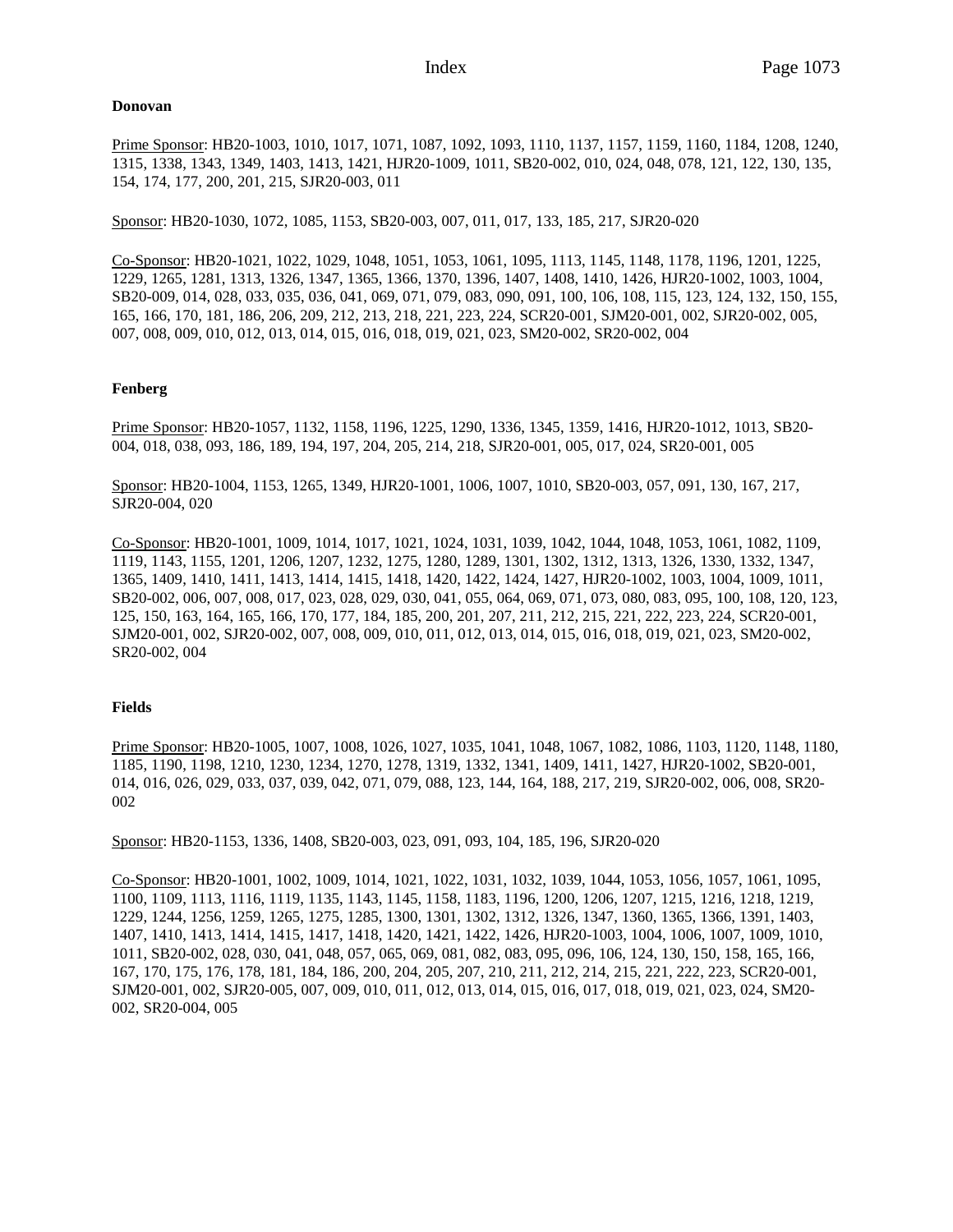**Donovan**

Prime Sponsor: HB20-1003, 1010, 1017, 1071, 1087, 1092, 1093, 1110, 1137, 1157, 1159, 1160, 1184, 1208, 1240, 1315, 1338, 1343, 1349, 1403, 1413, 1421, HJR20-1009, 1011, SB20-002, 010, 024, 048, 078, 121, 122, 130, 135, 154, 174, 177, 200, 201, 215, SJR20-003, 011

Sponsor: HB20-1030, 1072, 1085, 1153, SB20-003, 007, 011, 017, 133, 185, 217, SJR20-020

Co-Sponsor: HB20-1021, 1022, 1029, 1048, 1051, 1053, 1061, 1095, 1113, 1145, 1148, 1178, 1196, 1201, 1225, 1229, 1265, 1281, 1313, 1326, 1347, 1365, 1366, 1370, 1396, 1407, 1408, 1410, 1426, HJR20-1002, 1003, 1004, SB20-009, 014, 028, 033, 035, 036, 041, 069, 071, 079, 083, 090, 091, 100, 106, 108, 115, 123, 124, 132, 150, 155, 165, 166, 170, 181, 186, 206, 209, 212, 213, 218, 221, 223, 224, SCR20-001, SJM20-001, 002, SJR20-002, 005, 007, 008, 009, 010, 012, 013, 014, 015, 016, 018, 019, 021, 023, SM20-002, SR20-002, 004

**Fenberg**

Prime Sponsor: HB20-1057, 1132, 1158, 1196, 1225, 1290, 1336, 1345, 1359, 1416, HJR20-1012, 1013, SB20-004, 018, 038, 093, 186, 189, 194, 197, 204, 205, 214, 218, SJR20-001, 005, 017, 024, SR20-001, 005

Sponsor: HB20-1004, 1153, 1265, 1349, HJR20-1001, 1006, 1007, 1010, SB20-003, 057, 091, 130, 167, 217, SJR20-004, 020

Co-Sponsor: HB20-1001, 1009, 1014, 1017, 1021, 1024, 1031, 1039, 1042, 1044, 1048, 1053, 1061, 1082, 1109, 1119, 1143, 1155, 1201, 1206, 1207, 1232, 1275, 1280, 1289, 1301, 1302, 1312, 1313, 1326, 1330, 1332, 1347, 1365, 1409, 1410, 1411, 1413, 1414, 1415, 1418, 1420, 1422, 1424, 1427, HJR20-1002, 1003, 1004, 1009, 1011, SB20-002, 006, 007, 008, 017, 023, 028, 029, 030, 041, 055, 064, 069, 071, 073, 080, 083, 095, 100, 108, 120, 123, 125, 150, 163, 164, 165, 166, 170, 177, 184, 185, 200, 201, 207, 211, 212, 215, 221, 222, 223, 224, SCR20-001, SJM20-001, 002, SJR20-002, 007, 008, 009, 010, 011, 012, 013, 014, 015, 016, 018, 019, 021, 023, SM20-002, SR20-002, 004

**Fields**

Prime Sponsor: HB20-1005, 1007, 1008, 1026, 1027, 1035, 1041, 1048, 1067, 1082, 1086, 1103, 1120, 1148, 1180, 1185, 1190, 1198, 1210, 1230, 1234, 1270, 1278, 1319, 1332, 1341, 1409, 1411, 1427, HJR20-1002, SB20-001, 014, 016, 026, 029, 033, 037, 039, 042, 071, 079, 088, 123, 144, 164, 188, 217, 219, SJR20-002, 006, 008, SR20-002

Sponsor: HB20-1153, 1336, 1408, SB20-003, 023, 091, 093, 104, 185, 196, SJR20-020

Co-Sponsor: HB20-1001, 1002, 1009, 1014, 1021, 1022, 1031, 1032, 1039, 1044, 1053, 1056, 1057, 1061, 1095, 1100, 1109, 1113, 1116, 1119, 1135, 1143, 1145, 1158, 1183, 1196, 1200, 1206, 1207, 1215, 1216, 1218, 1219, 1229, 1244, 1256, 1259, 1265, 1275, 1285, 1300, 1301, 1302, 1312, 1326, 1347, 1360, 1365, 1366, 1391, 1403, 1407, 1410, 1413, 1414, 1415, 1417, 1418, 1420, 1421, 1422, 1426, HJR20-1003, 1004, 1006, 1007, 1009, 1010, 1011, SB20-002, 028, 030, 041, 048, 057, 065, 069, 081, 082, 083, 095, 096, 106, 124, 130, 150, 158, 165, 166, 167, 170, 175, 176, 178, 181, 184, 186, 200, 204, 205, 207, 210, 211, 212, 214, 215, 221, 222, 223, SCR20-001, SJM20-001, 002, SJR20-005, 007, 009, 010, 011, 012, 013, 014, 015, 016, 017, 018, 019, 021, 023, 024, SM20-002, SR20-004, 005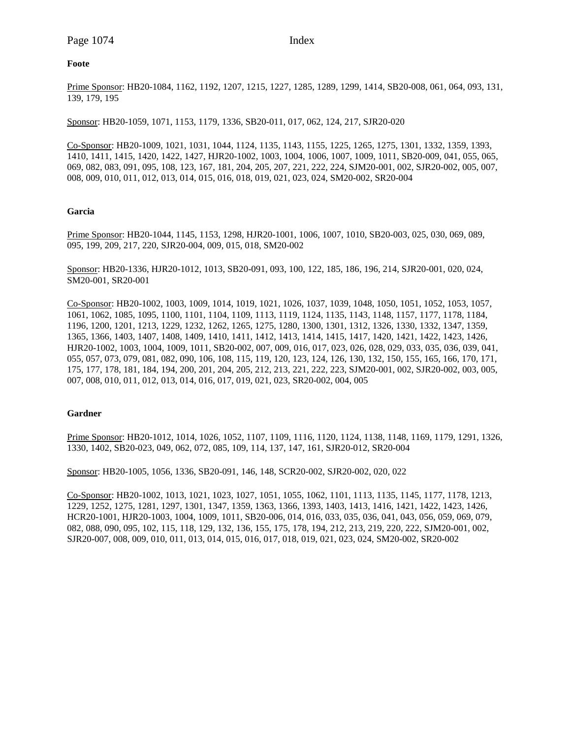**Foote**

Prime Sponsor: HB20-1084, 1162, 1192, 1207, 1215, 1227, 1285, 1289, 1299, 1414, SB20-008, 061, 064, 093, 131, 139, 179, 195

Sponsor: HB20-1059, 1071, 1153, 1179, 1336, SB20-011, 017, 062, 124, 217, SJR20-020

Co-Sponsor: HB20-1009, 1021, 1031, 1044, 1124, 1135, 1143, 1155, 1225, 1265, 1275, 1301, 1332, 1359, 1393, 1410, 1411, 1415, 1420, 1422, 1427, HJR20-1002, 1003, 1004, 1006, 1007, 1009, 1011, SB20-009, 041, 055, 065, 069, 082, 083, 091, 095, 108, 123, 167, 181, 204, 205, 207, 221, 222, 224, SJM20-001, 002, SJR20-002, 005, 007, 008, 009, 010, 011, 012, 013, 014, 015, 016, 018, 019, 021, 023, 024, SM20-002, SR20-004

**Garcia**

Prime Sponsor: HB20-1044, 1145, 1153, 1298, HJR20-1001, 1006, 1007, 1010, SB20-003, 025, 030, 069, 089, 095, 199, 209, 217, 220, SJR20-004, 009, 015, 018, SM20-002

Sponsor: HB20-1336, HJR20-1012, 1013, SB20-091, 093, 100, 122, 185, 186, 196, 214, SJR20-001, 020, 024, SM20-001, SR20-001

Co-Sponsor: HB20-1002, 1003, 1009, 1014, 1019, 1021, 1026, 1037, 1039, 1048, 1050, 1051, 1052, 1053, 1057, 1061, 1062, 1085, 1095, 1100, 1101, 1104, 1109, 1113, 1119, 1124, 1135, 1143, 1148, 1157, 1177, 1178, 1184, 1196, 1200, 1201, 1213, 1229, 1232, 1262, 1265, 1275, 1280, 1300, 1301, 1312, 1326, 1330, 1332, 1347, 1359, 1365, 1366, 1403, 1407, 1408, 1409, 1410, 1411, 1412, 1413, 1414, 1415, 1417, 1420, 1421, 1422, 1423, 1426, HJR20-1002, 1003, 1004, 1009, 1011, SB20-002, 007, 009, 016, 017, 023, 026, 028, 029, 033, 035, 036, 039, 041, 055, 057, 073, 079, 081, 082, 090, 106, 108, 115, 119, 120, 123, 124, 126, 130, 132, 150, 155, 165, 166, 170, 171, 175, 177, 178, 181, 184, 194, 200, 201, 204, 205, 212, 213, 221, 222, 223, SJM20-001, 002, SJR20-002, 003, 005, 007, 008, 010, 011, 012, 013, 014, 016, 017, 019, 021, 023, SR20-002, 004, 005

**Gardner**

Prime Sponsor: HB20-1012, 1014, 1026, 1052, 1107, 1109, 1116, 1120, 1124, 1138, 1148, 1169, 1179, 1291, 1326, 1330, 1402, SB20-023, 049, 062, 072, 085, 109, 114, 137, 147, 161, SJR20-012, SR20-004

Sponsor: HB20-1005, 1056, 1336, SB20-091, 146, 148, SCR20-002, SJR20-002, 020, 022

Co-Sponsor: HB20-1002, 1013, 1021, 1023, 1027, 1051, 1055, 1062, 1101, 1113, 1135, 1145, 1177, 1178, 1213, 1229, 1252, 1275, 1281, 1297, 1301, 1347, 1359, 1363, 1366, 1393, 1403, 1413, 1416, 1421, 1422, 1423, 1426, HCR20-1001, HJR20-1003, 1004, 1009, 1011, SB20-006, 014, 016, 033, 035, 036, 041, 043, 056, 059, 069, 079, 082, 088, 090, 095, 102, 115, 118, 129, 132, 136, 155, 175, 178, 194, 212, 213, 219, 220, 222, SJM20-001, 002, SJR20-007, 008, 009, 010, 011, 013, 014, 015, 016, 017, 018, 019, 021, 023, 024, SM20-002, SR20-002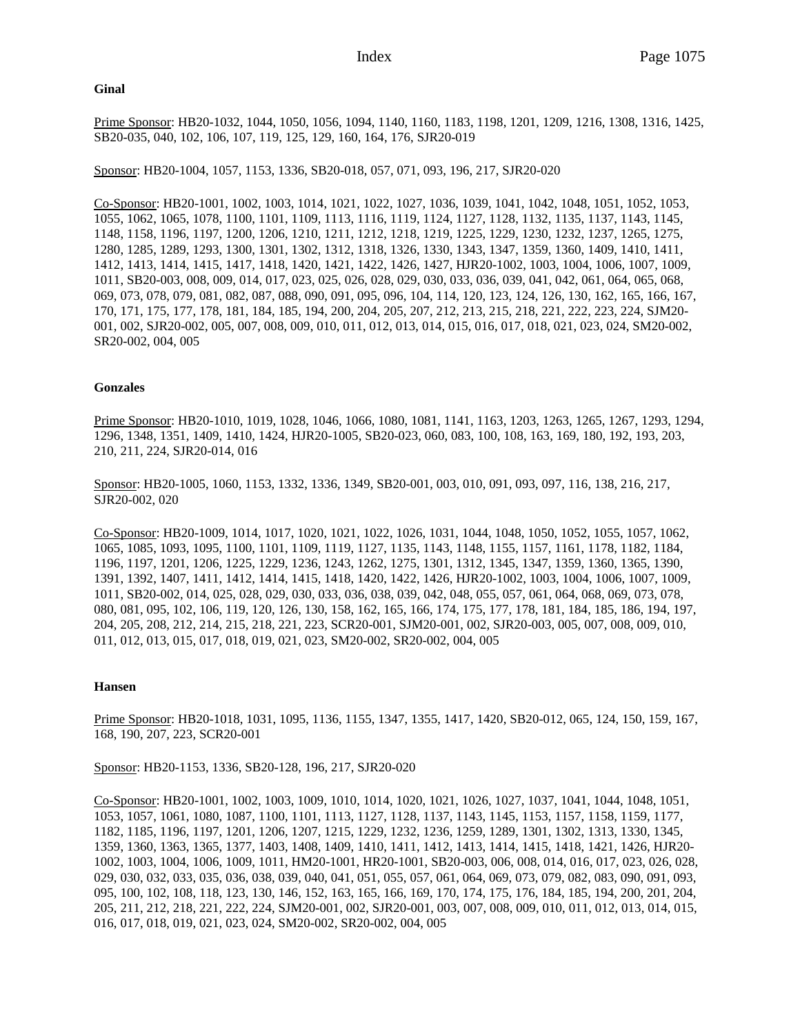**Ginal**

Prime Sponsor: HB20-1032, 1044, 1050, 1056, 1094, 1140, 1160, 1183, 1198, 1201, 1209, 1216, 1308, 1316, 1425, SB20-035, 040, 102, 106, 107, 119, 125, 129, 160, 164, 176, SJR20-019

Sponsor: HB20-1004, 1057, 1153, 1336, SB20-018, 057, 071, 093, 196, 217, SJR20-020

Co-Sponsor: HB20-1001, 1002, 1003, 1014, 1021, 1022, 1027, 1036, 1039, 1041, 1042, 1048, 1051, 1052, 1053, 1055, 1062, 1065, 1078, 1100, 1101, 1109, 1113, 1116, 1119, 1124, 1127, 1128, 1132, 1135, 1137, 1143, 1145, 1148, 1158, 1196, 1197, 1200, 1206, 1210, 1211, 1212, 1218, 1219, 1225, 1229, 1230, 1232, 1237, 1265, 1275, 1280, 1285, 1289, 1293, 1300, 1301, 1302, 1312, 1318, 1326, 1330, 1343, 1347, 1359, 1360, 1409, 1410, 1411, 1412, 1413, 1414, 1415, 1417, 1418, 1420, 1421, 1422, 1426, 1427, HJR20-1002, 1003, 1004, 1006, 1007, 1009, 1011, SB20-003, 008, 009, 014, 017, 023, 025, 026, 028, 029, 030, 033, 036, 039, 041, 042, 061, 064, 065, 068, 069, 073, 078, 079, 081, 082, 087, 088, 090, 091, 095, 096, 104, 114, 120, 123, 124, 126, 130, 162, 165, 166, 167, 170, 171, 175, 177, 178, 181, 184, 185, 194, 200, 204, 205, 207, 212, 213, 215, 218, 221, 222, 223, 224, SJM20-001, 002, SJR20-002, 005, 007, 008, 009, 010, 011, 012, 013, 014, 015, 016, 017, 018, 021, 023, 024, SM20-002, SR20-002, 004, 005

**Gonzales**

Prime Sponsor: HB20-1010, 1019, 1028, 1046, 1066, 1080, 1081, 1141, 1163, 1203, 1263, 1265, 1267, 1293, 1294, 1296, 1348, 1351, 1409, 1410, 1424, HJR20-1005, SB20-023, 060, 083, 100, 108, 163, 169, 180, 192, 193, 203, 210, 211, 224, SJR20-014, 016

Sponsor: HB20-1005, 1060, 1153, 1332, 1336, 1349, SB20-001, 003, 010, 091, 093, 097, 116, 138, 216, 217, SJR20-002, 020

Co-Sponsor: HB20-1009, 1014, 1017, 1020, 1021, 1022, 1026, 1031, 1044, 1048, 1050, 1052, 1055, 1057, 1062, 1065, 1085, 1093, 1095, 1100, 1101, 1109, 1119, 1127, 1135, 1143, 1148, 1155, 1157, 1161, 1178, 1182, 1184, 1196, 1197, 1201, 1206, 1225, 1229, 1236, 1243, 1262, 1275, 1301, 1312, 1345, 1347, 1359, 1360, 1365, 1390, 1391, 1392, 1407, 1411, 1412, 1414, 1415, 1418, 1420, 1422, 1426, HJR20-1002, 1003, 1004, 1006, 1007, 1009, 1011, SB20-002, 014, 025, 028, 029, 030, 033, 036, 038, 039, 042, 048, 055, 057, 061, 064, 068, 069, 073, 078, 080, 081, 095, 102, 106, 119, 120, 126, 130, 158, 162, 165, 166, 174, 175, 177, 178, 181, 184, 185, 186, 194, 197, 204, 205, 208, 212, 214, 215, 218, 221, 223, SCR20-001, SJM20-001, 002, SJR20-003, 005, 007, 008, 009, 010, 011, 012, 013, 015, 017, 018, 019, 021, 023, SM20-002, SR20-002, 004, 005

**Hansen**

Prime Sponsor: HB20-1018, 1031, 1095, 1136, 1155, 1347, 1355, 1417, 1420, SB20-012, 065, 124, 150, 159, 167, 168, 190, 207, 223, SCR20-001

Sponsor: HB20-1153, 1336, SB20-128, 196, 217, SJR20-020

Co-Sponsor: HB20-1001, 1002, 1003, 1009, 1010, 1014, 1020, 1021, 1026, 1027, 1037, 1041, 1044, 1048, 1051, 1053, 1057, 1061, 1080, 1087, 1100, 1101, 1113, 1127, 1137, 1143, 1145, 1153, 1157, 1158, 1159, 1177, 1182, 1185, 1196, 1197, 1201, 1206, 1207, 1215, 1229, 1232, 1236, 1259, 1289, 1301, 1302, 1313, 1330, 1345, 1359, 1360, 1363, 1365, 1377, 1403, 1408, 1409, 1410, 1411, 1412, 1413, 1414, 1415, 1418, 1421, 1426, HJR20-1002, 1003, 1004, 1006, 1009, 1011, HM20-1001, HR20-1001, SB20-003, 006, 008, 014, 016, 017, 023, 026, 028, 029, 030, 032, 033, 035, 036, 038, 039, 040, 041, 051, 055, 057, 061, 064, 069, 073, 079, 082, 083, 090, 091, 093, 095, 100, 102, 108, 118, 123, 130, 146, 152, 163, 165, 166, 169, 170, 174, 175, 176, 184, 185, 194, 200, 201, 204, 205, 211, 212, 218, 221, 222, 224, SJM20-001, 002, SJR20-001, 003, 007, 008, 009, 010, 011, 012, 013, 014, 015, 016, 017, 018, 019, 021, 023, 024, SM20-002, SR20-002, 004, 005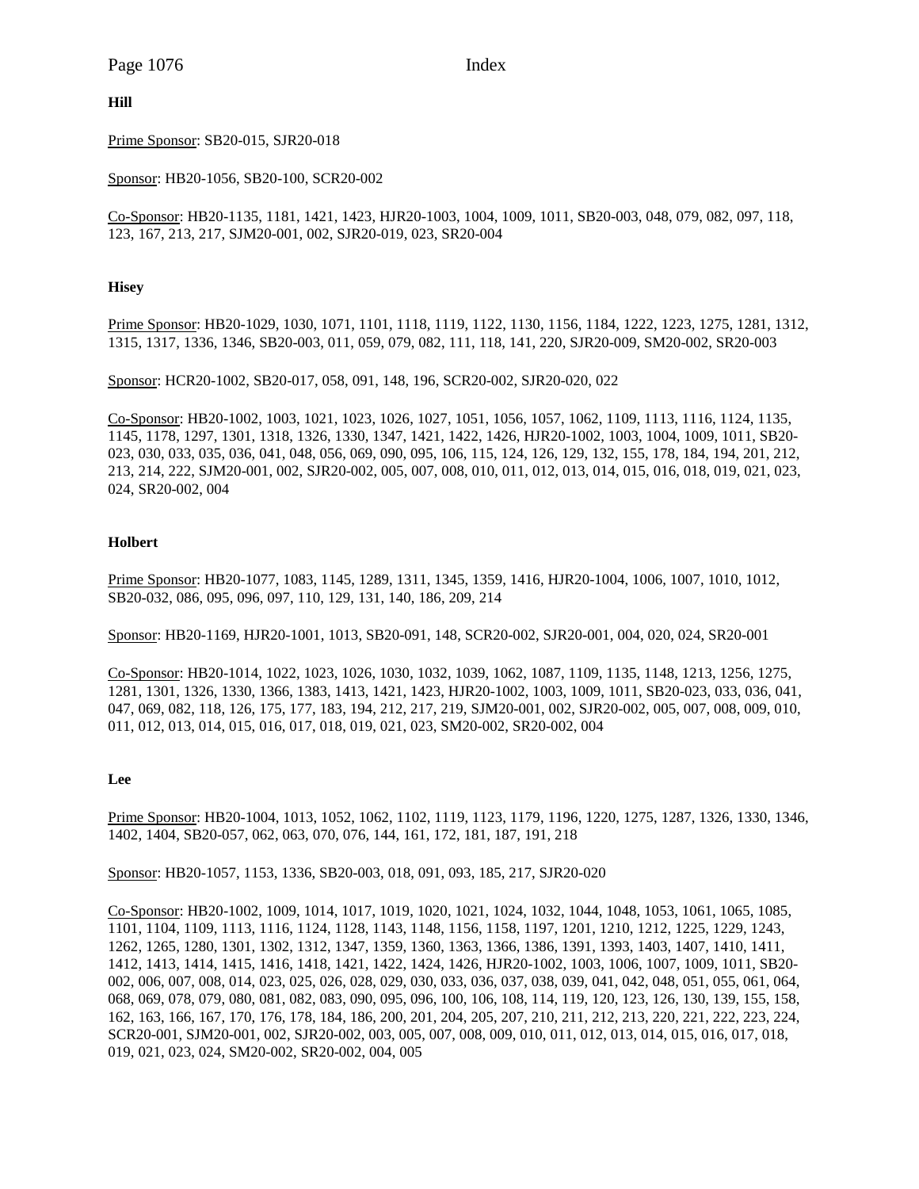**Hill**

Prime Sponsor: SB20-015, SJR20-018

Sponsor: HB20-1056, SB20-100, SCR20-002

Co-Sponsor: HB20-1135, 1181, 1421, 1423, HJR20-1003, 1004, 1009, 1011, SB20-003, 048, 079, 082, 097, 118, 123, 167, 213, 217, SJM20-001, 002, SJR20-019, 023, SR20-004

**Hisey**

Prime Sponsor: HB20-1029, 1030, 1071, 1101, 1118, 1119, 1122, 1130, 1156, 1184, 1222, 1223, 1275, 1281, 1312, 1315, 1317, 1336, 1346, SB20-003, 011, 059, 079, 082, 111, 118, 141, 220, SJR20-009, SM20-002, SR20-003

Sponsor: HCR20-1002, SB20-017, 058, 091, 148, 196, SCR20-002, SJR20-020, 022

Co-Sponsor: HB20-1002, 1003, 1021, 1023, 1026, 1027, 1051, 1056, 1057, 1062, 1109, 1113, 1116, 1124, 1135, 1145, 1178, 1297, 1301, 1318, 1326, 1330, 1347, 1421, 1422, 1426, HJR20-1002, 1003, 1004, 1009, 1011, SB20-023, 030, 033, 035, 036, 041, 048, 056, 069, 090, 095, 106, 115, 124, 126, 129, 132, 155, 178, 184, 194, 201, 212, 213, 214, 222, SJM20-001, 002, SJR20-002, 005, 007, 008, 010, 011, 012, 013, 014, 015, 016, 018, 019, 021, 023, 024, SR20-002, 004

**Holbert**

Prime Sponsor: HB20-1077, 1083, 1145, 1289, 1311, 1345, 1359, 1416, HJR20-1004, 1006, 1007, 1010, 1012, SB20-032, 086, 095, 096, 097, 110, 129, 131, 140, 186, 209, 214

Sponsor: HB20-1169, HJR20-1001, 1013, SB20-091, 148, SCR20-002, SJR20-001, 004, 020, 024, SR20-001

Co-Sponsor: HB20-1014, 1022, 1023, 1026, 1030, 1032, 1039, 1062, 1087, 1109, 1135, 1148, 1213, 1256, 1275, 1281, 1301, 1326, 1330, 1366, 1383, 1413, 1421, 1423, HJR20-1002, 1003, 1009, 1011, SB20-023, 033, 036, 041, 047, 069, 082, 118, 126, 175, 177, 183, 194, 212, 217, 219, SJM20-001, 002, SJR20-002, 005, 007, 008, 009, 010, 011, 012, 013, 014, 015, 016, 017, 018, 019, 021, 023, SM20-002, SR20-002, 004

**Lee**

Prime Sponsor: HB20-1004, 1013, 1052, 1062, 1102, 1119, 1123, 1179, 1196, 1220, 1275, 1287, 1326, 1330, 1346, 1402, 1404, SB20-057, 062, 063, 070, 076, 144, 161, 172, 181, 187, 191, 218

Sponsor: HB20-1057, 1153, 1336, SB20-003, 018, 091, 093, 185, 217, SJR20-020

Co-Sponsor: HB20-1002, 1009, 1014, 1017, 1019, 1020, 1021, 1024, 1032, 1044, 1048, 1053, 1061, 1065, 1085, 1101, 1104, 1109, 1113, 1116, 1124, 1128, 1143, 1148, 1156, 1158, 1197, 1201, 1210, 1212, 1225, 1229, 1243, 1262, 1265, 1280, 1301, 1302, 1312, 1347, 1359, 1360, 1363, 1366, 1386, 1391, 1393, 1403, 1407, 1410, 1411, 1412, 1413, 1414, 1415, 1416, 1418, 1421, 1422, 1424, 1426, HJR20-1002, 1003, 1006, 1007, 1009, 1011, SB20-002, 006, 007, 008, 014, 023, 025, 026, 028, 029, 030, 033, 036, 037, 038, 039, 041, 042, 048, 051, 055, 061, 064, 068, 069, 078, 079, 080, 081, 082, 083, 090, 095, 096, 100, 106, 108, 114, 119, 120, 123, 126, 130, 139, 155, 158, 162, 163, 166, 167, 170, 176, 178, 184, 186, 200, 201, 204, 205, 207, 210, 211, 212, 213, 220, 221, 222, 223, 224, SCR20-001, SJM20-001, 002, SJR20-002, 003, 005, 007, 008, 009, 010, 011, 012, 013, 014, 015, 016, 017, 018, 019, 021, 023, 024, SM20-002, SR20-002, 004, 005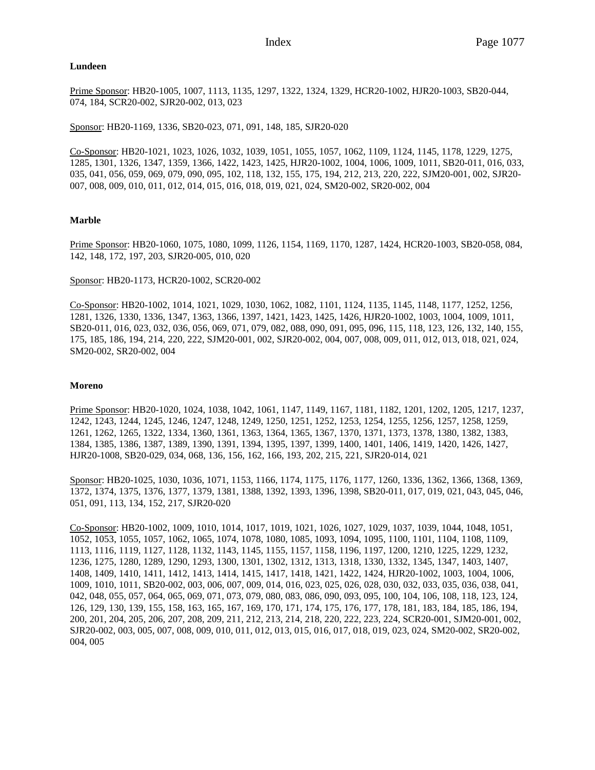**Lundeen**

Prime Sponsor: HB20-1005, 1007, 1113, 1135, 1297, 1322, 1324, 1329, HCR20-1002, HJR20-1003, SB20-044, 074, 184, SCR20-002, SJR20-002, 013, 023

Sponsor: HB20-1169, 1336, SB20-023, 071, 091, 148, 185, SJR20-020

Co-Sponsor: HB20-1021, 1023, 1026, 1032, 1039, 1051, 1055, 1057, 1062, 1109, 1124, 1145, 1178, 1229, 1275, 1285, 1301, 1326, 1347, 1359, 1366, 1422, 1423, 1425, HJR20-1002, 1004, 1006, 1009, 1011, SB20-011, 016, 033, 035, 041, 056, 059, 069, 079, 090, 095, 102, 118, 132, 155, 175, 194, 212, 213, 220, 222, SJM20-001, 002, SJR20-007, 008, 009, 010, 011, 012, 014, 015, 016, 018, 019, 021, 024, SM20-002, SR20-002, 004

**Marble**

Prime Sponsor: HB20-1060, 1075, 1080, 1099, 1126, 1154, 1169, 1170, 1287, 1424, HCR20-1003, SB20-058, 084, 142, 148, 172, 197, 203, SJR20-005, 010, 020

Sponsor: HB20-1173, HCR20-1002, SCR20-002

Co-Sponsor: HB20-1002, 1014, 1021, 1029, 1030, 1062, 1082, 1101, 1124, 1135, 1145, 1148, 1177, 1252, 1256, 1281, 1326, 1330, 1336, 1347, 1363, 1366, 1397, 1421, 1423, 1425, 1426, HJR20-1002, 1003, 1004, 1009, 1011, SB20-011, 016, 023, 032, 036, 056, 069, 071, 079, 082, 088, 090, 091, 095, 096, 115, 118, 123, 126, 132, 140, 155, 175, 185, 186, 194, 214, 220, 222, SJM20-001, 002, SJR20-002, 004, 007, 008, 009, 011, 012, 013, 018, 021, 024, SM20-002, SR20-002, 004

**Moreno**

Prime Sponsor: HB20-1020, 1024, 1038, 1042, 1061, 1147, 1149, 1167, 1181, 1182, 1201, 1202, 1205, 1217, 1237, 1242, 1243, 1244, 1245, 1246, 1247, 1248, 1249, 1250, 1251, 1252, 1253, 1254, 1255, 1256, 1257, 1258, 1259, 1261, 1262, 1265, 1322, 1334, 1360, 1361, 1363, 1364, 1365, 1367, 1370, 1371, 1373, 1378, 1380, 1382, 1383, 1384, 1385, 1386, 1387, 1389, 1390, 1391, 1394, 1395, 1397, 1399, 1400, 1401, 1406, 1419, 1420, 1426, 1427, HJR20-1008, SB20-029, 034, 068, 136, 156, 162, 166, 193, 202, 215, 221, SJR20-014, 021

Sponsor: HB20-1025, 1030, 1036, 1071, 1153, 1166, 1174, 1175, 1176, 1177, 1260, 1336, 1362, 1366, 1368, 1369, 1372, 1374, 1375, 1376, 1377, 1379, 1381, 1388, 1392, 1393, 1396, 1398, SB20-011, 017, 019, 021, 043, 045, 046, 051, 091, 113, 134, 152, 217, SJR20-020

Co-Sponsor: HB20-1002, 1009, 1010, 1014, 1017, 1019, 1021, 1026, 1027, 1029, 1037, 1039, 1044, 1048, 1051, 1052, 1053, 1055, 1057, 1062, 1065, 1074, 1078, 1080, 1085, 1093, 1094, 1095, 1100, 1101, 1104, 1108, 1109, 1113, 1116, 1119, 1127, 1128, 1132, 1143, 1145, 1155, 1157, 1158, 1196, 1197, 1200, 1210, 1225, 1229, 1232, 1236, 1275, 1280, 1289, 1290, 1293, 1300, 1301, 1302, 1312, 1313, 1318, 1330, 1332, 1345, 1347, 1403, 1407, 1408, 1409, 1410, 1411, 1412, 1413, 1414, 1415, 1417, 1418, 1421, 1422, 1424, HJR20-1002, 1003, 1004, 1006, 1009, 1010, 1011, SB20-002, 003, 006, 007, 009, 014, 016, 023, 025, 026, 028, 030, 032, 033, 035, 036, 038, 041, 042, 048, 055, 057, 064, 065, 069, 071, 073, 079, 080, 083, 086, 090, 093, 095, 100, 104, 106, 108, 118, 123, 124, 126, 129, 130, 139, 155, 158, 163, 165, 167, 169, 170, 171, 174, 175, 176, 177, 178, 181, 183, 184, 185, 186, 194, 200, 201, 204, 205, 206, 207, 208, 209, 211, 212, 213, 214, 218, 220, 222, 223, 224, SCR20-001, SJM20-001, 002, SJR20-002, 003, 005, 007, 008, 009, 010, 011, 012, 013, 015, 016, 017, 018, 019, 023, 024, SM20-002, SR20-002, 004, 005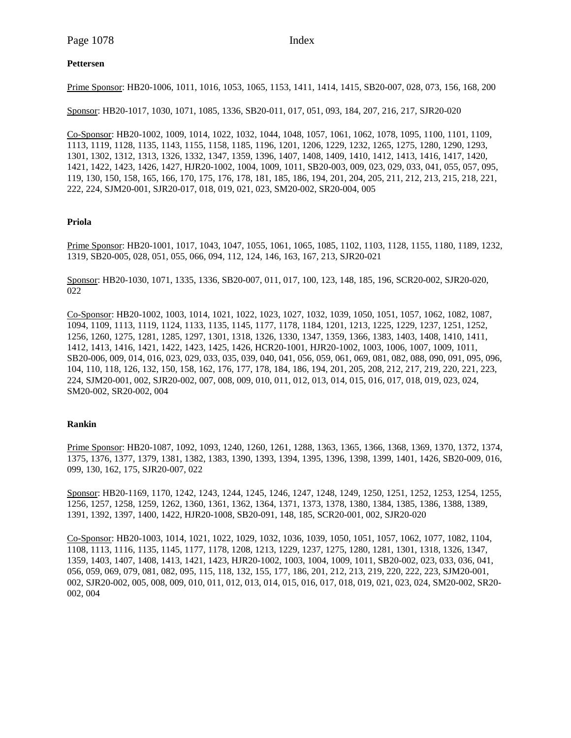**Pettersen**

Prime Sponsor: HB20-1006, 1011, 1016, 1053, 1065, 1153, 1411, 1414, 1415, SB20-007, 028, 073, 156, 168, 200

Sponsor: HB20-1017, 1030, 1071, 1085, 1336, SB20-011, 017, 051, 093, 184, 207, 216, 217, SJR20-020

Co-Sponsor: HB20-1002, 1009, 1014, 1022, 1032, 1044, 1048, 1057, 1061, 1062, 1078, 1095, 1100, 1101, 1109, 1113, 1119, 1128, 1135, 1143, 1155, 1158, 1185, 1196, 1201, 1206, 1229, 1232, 1265, 1275, 1280, 1290, 1293, 1301, 1302, 1312, 1313, 1326, 1332, 1347, 1359, 1396, 1407, 1408, 1409, 1410, 1412, 1413, 1416, 1417, 1420, 1421, 1422, 1423, 1426, 1427, HJR20-1002, 1004, 1009, 1011, SB20-003, 009, 023, 029, 033, 041, 055, 057, 095, 119, 130, 150, 158, 165, 166, 170, 175, 176, 178, 181, 185, 186, 194, 201, 204, 205, 211, 212, 213, 215, 218, 221, 222, 224, SJM20-001, SJR20-017, 018, 019, 021, 023, SM20-002, SR20-004, 005

**Priola**

Prime Sponsor: HB20-1001, 1017, 1043, 1047, 1055, 1061, 1065, 1085, 1102, 1103, 1128, 1155, 1180, 1189, 1232, 1319, SB20-005, 028, 051, 055, 066, 094, 112, 124, 146, 163, 167, 213, SJR20-021

Sponsor: HB20-1030, 1071, 1335, 1336, SB20-007, 011, 017, 100, 123, 148, 185, 196, SCR20-002, SJR20-020, 022

Co-Sponsor: HB20-1002, 1003, 1014, 1021, 1022, 1023, 1027, 1032, 1039, 1050, 1051, 1057, 1062, 1082, 1087, 1094, 1109, 1113, 1119, 1124, 1133, 1135, 1145, 1177, 1178, 1184, 1201, 1213, 1225, 1229, 1237, 1251, 1252, 1256, 1260, 1275, 1281, 1285, 1297, 1301, 1318, 1326, 1330, 1347, 1359, 1366, 1383, 1403, 1408, 1410, 1411, 1412, 1413, 1416, 1421, 1422, 1423, 1425, 1426, HCR20-1001, HJR20-1002, 1003, 1006, 1007, 1009, 1011, SB20-006, 009, 014, 016, 023, 029, 033, 035, 039, 040, 041, 056, 059, 061, 069, 081, 082, 088, 090, 091, 095, 096, 104, 110, 118, 126, 132, 150, 158, 162, 176, 177, 178, 184, 186, 194, 201, 205, 208, 212, 217, 219, 220, 221, 223, 224, SJM20-001, 002, SJR20-002, 007, 008, 009, 010, 011, 012, 013, 014, 015, 016, 017, 018, 019, 023, 024, SM20-002, SR20-002, 004

**Rankin**

Prime Sponsor: HB20-1087, 1092, 1093, 1240, 1260, 1261, 1288, 1363, 1365, 1366, 1368, 1369, 1370, 1372, 1374, 1375, 1376, 1377, 1379, 1381, 1382, 1383, 1390, 1393, 1394, 1395, 1396, 1398, 1399, 1401, 1426, SB20-009, 016, 099, 130, 162, 175, SJR20-007, 022

Sponsor: HB20-1169, 1170, 1242, 1243, 1244, 1245, 1246, 1247, 1248, 1249, 1250, 1251, 1252, 1253, 1254, 1255, 1256, 1257, 1258, 1259, 1262, 1360, 1361, 1362, 1364, 1371, 1373, 1378, 1380, 1384, 1385, 1386, 1388, 1389, 1391, 1392, 1397, 1400, 1422, HJR20-1008, SB20-091, 148, 185, SCR20-001, 002, SJR20-020

Co-Sponsor: HB20-1003, 1014, 1021, 1022, 1029, 1032, 1036, 1039, 1050, 1051, 1057, 1062, 1077, 1082, 1104, 1108, 1113, 1116, 1135, 1145, 1177, 1178, 1208, 1213, 1229, 1237, 1275, 1280, 1281, 1301, 1318, 1326, 1347, 1359, 1403, 1407, 1408, 1413, 1421, 1423, HJR20-1002, 1003, 1004, 1009, 1011, SB20-002, 023, 033, 036, 041, 056, 059, 069, 079, 081, 082, 095, 115, 118, 132, 155, 177, 186, 201, 212, 213, 219, 220, 222, 223, SJM20-001, 002, SJR20-002, 005, 008, 009, 010, 011, 012, 013, 014, 015, 016, 017, 018, 019, 021, 023, 024, SM20-002, SR20-002, 004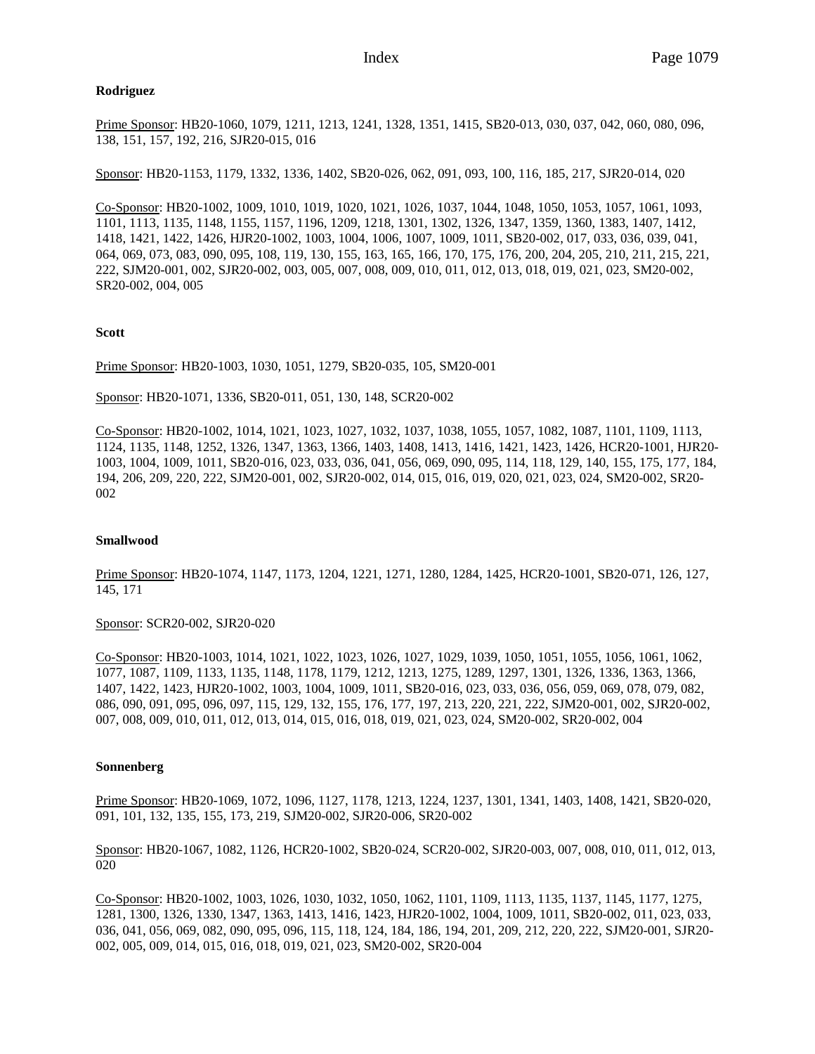**Rodriguez**

Prime Sponsor: HB20-1060, 1079, 1211, 1213, 1241, 1328, 1351, 1415, SB20-013, 030, 037, 042, 060, 080, 096, 138, 151, 157, 192, 216, SJR20-015, 016

Sponsor: HB20-1153, 1179, 1332, 1336, 1402, SB20-026, 062, 091, 093, 100, 116, 185, 217, SJR20-014, 020

Co-Sponsor: HB20-1002, 1009, 1010, 1019, 1020, 1021, 1026, 1037, 1044, 1048, 1050, 1053, 1057, 1061, 1093, 1101, 1113, 1135, 1148, 1155, 1157, 1196, 1209, 1218, 1301, 1302, 1326, 1347, 1359, 1360, 1383, 1407, 1412, 1418, 1421, 1422, 1426, HJR20-1002, 1003, 1004, 1006, 1007, 1009, 1011, SB20-002, 017, 033, 036, 039, 041, 064, 069, 073, 083, 090, 095, 108, 119, 130, 155, 163, 165, 166, 170, 175, 176, 200, 204, 205, 210, 211, 215, 221, 222, SJM20-001, 002, SJR20-002, 003, 005, 007, 008, 009, 010, 011, 012, 013, 018, 019, 021, 023, SM20-002, SR20-002, 004, 005

**Scott**

Prime Sponsor: HB20-1003, 1030, 1051, 1279, SB20-035, 105, SM20-001

Sponsor: HB20-1071, 1336, SB20-011, 051, 130, 148, SCR20-002

Co-Sponsor: HB20-1002, 1014, 1021, 1023, 1027, 1032, 1037, 1038, 1055, 1057, 1082, 1087, 1101, 1109, 1113, 1124, 1135, 1148, 1252, 1326, 1347, 1363, 1366, 1403, 1408, 1413, 1416, 1421, 1423, 1426, HCR20-1001, HJR20-1003, 1004, 1009, 1011, SB20-016, 023, 033, 036, 041, 056, 069, 090, 095, 114, 118, 129, 140, 155, 175, 177, 184, 194, 206, 209, 220, 222, SJM20-001, 002, SJR20-002, 014, 015, 016, 019, 020, 021, 023, 024, SM20-002, SR20-002

**Smallwood**

Prime Sponsor: HB20-1074, 1147, 1173, 1204, 1221, 1271, 1280, 1284, 1425, HCR20-1001, SB20-071, 126, 127, 145, 171

Sponsor: SCR20-002, SJR20-020

Co-Sponsor: HB20-1003, 1014, 1021, 1022, 1023, 1026, 1027, 1029, 1039, 1050, 1051, 1055, 1056, 1061, 1062, 1077, 1087, 1109, 1133, 1135, 1148, 1178, 1179, 1212, 1213, 1275, 1289, 1297, 1301, 1326, 1336, 1363, 1366, 1407, 1422, 1423, HJR20-1002, 1003, 1004, 1009, 1011, SB20-016, 023, 033, 036, 056, 059, 069, 078, 079, 082, 086, 090, 091, 095, 096, 097, 115, 129, 132, 155, 176, 177, 197, 213, 220, 221, 222, SJM20-001, 002, SJR20-002, 007, 008, 009, 010, 011, 012, 013, 014, 015, 016, 018, 019, 021, 023, 024, SM20-002, SR20-002, 004

**Sonnenberg**

Prime Sponsor: HB20-1069, 1072, 1096, 1127, 1178, 1213, 1224, 1237, 1301, 1341, 1403, 1408, 1421, SB20-020, 091, 101, 132, 135, 155, 173, 219, SJM20-002, SJR20-006, SR20-002

Sponsor: HB20-1067, 1082, 1126, HCR20-1002, SB20-024, SCR20-002, SJR20-003, 007, 008, 010, 011, 012, 013, 020

Co-Sponsor: HB20-1002, 1003, 1026, 1030, 1032, 1050, 1062, 1101, 1109, 1113, 1135, 1137, 1145, 1177, 1275, 1281, 1300, 1326, 1330, 1347, 1363, 1413, 1416, 1423, HJR20-1002, 1004, 1009, 1011, SB20-002, 011, 023, 033, 036, 041, 056, 069, 082, 090, 095, 096, 115, 118, 124, 184, 186, 194, 201, 209, 212, 220, 222, SJM20-001, SJR20-002, 005, 009, 014, 015, 016, 018, 019, 021, 023, SM20-002, SR20-004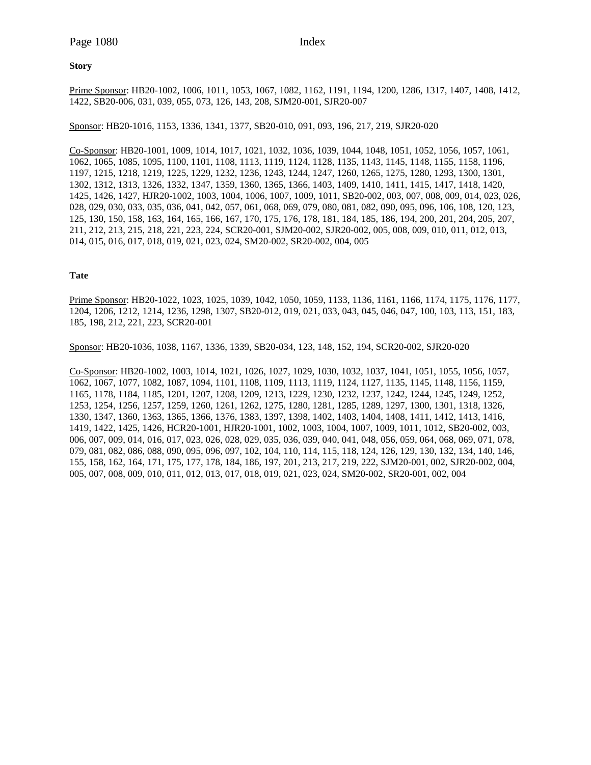**Story**

Prime Sponsor: HB20-1002, 1006, 1011, 1053, 1067, 1082, 1162, 1191, 1194, 1200, 1286, 1317, 1407, 1408, 1412, 1422, SB20-006, 031, 039, 055, 073, 126, 143, 208, SJM20-001, SJR20-007

Sponsor: HB20-1016, 1153, 1336, 1341, 1377, SB20-010, 091, 093, 196, 217, 219, SJR20-020

Co-Sponsor: HB20-1001, 1009, 1014, 1017, 1021, 1032, 1036, 1039, 1044, 1048, 1051, 1052, 1056, 1057, 1061, 1062, 1065, 1085, 1095, 1100, 1101, 1108, 1113, 1119, 1124, 1128, 1135, 1143, 1145, 1148, 1155, 1158, 1196, 1197, 1215, 1218, 1219, 1225, 1229, 1232, 1236, 1243, 1244, 1247, 1260, 1265, 1275, 1280, 1293, 1300, 1301, 1302, 1312, 1313, 1326, 1332, 1347, 1359, 1360, 1365, 1366, 1403, 1409, 1410, 1411, 1415, 1417, 1418, 1420, 1425, 1426, 1427, HJR20-1002, 1003, 1004, 1006, 1007, 1009, 1011, SB20-002, 003, 007, 008, 009, 014, 023, 026, 028, 029, 030, 033, 035, 036, 041, 042, 057, 061, 068, 069, 079, 080, 081, 082, 090, 095, 096, 106, 108, 120, 123, 125, 130, 150, 158, 163, 164, 165, 166, 167, 170, 175, 176, 178, 181, 184, 185, 186, 194, 200, 201, 204, 205, 207, 211, 212, 213, 215, 218, 221, 223, 224, SCR20-001, SJM20-002, SJR20-002, 005, 008, 009, 010, 011, 012, 013, 014, 015, 016, 017, 018, 019, 021, 023, 024, SM20-002, SR20-002, 004, 005

**Tate**

Prime Sponsor: HB20-1022, 1023, 1025, 1039, 1042, 1050, 1059, 1133, 1136, 1161, 1166, 1174, 1175, 1176, 1177, 1204, 1206, 1212, 1214, 1236, 1298, 1307, SB20-012, 019, 021, 033, 043, 045, 046, 047, 100, 103, 113, 151, 183, 185, 198, 212, 221, 223, SCR20-001

Sponsor: HB20-1036, 1038, 1167, 1336, 1339, SB20-034, 123, 148, 152, 194, SCR20-002, SJR20-020

Co-Sponsor: HB20-1002, 1003, 1014, 1021, 1026, 1027, 1029, 1030, 1032, 1037, 1041, 1051, 1055, 1056, 1057, 1062, 1067, 1077, 1082, 1087, 1094, 1101, 1108, 1109, 1113, 1119, 1124, 1127, 1135, 1145, 1148, 1156, 1159, 1165, 1178, 1184, 1185, 1201, 1207, 1208, 1209, 1213, 1229, 1230, 1232, 1237, 1242, 1244, 1245, 1249, 1252, 1253, 1254, 1256, 1257, 1259, 1260, 1261, 1262, 1275, 1280, 1281, 1285, 1289, 1297, 1300, 1301, 1318, 1326, 1330, 1347, 1360, 1363, 1365, 1366, 1376, 1383, 1397, 1398, 1402, 1403, 1404, 1408, 1411, 1412, 1413, 1416, 1419, 1422, 1425, 1426, HCR20-1001, HJR20-1001, 1002, 1003, 1004, 1007, 1009, 1011, 1012, SB20-002, 003, 006, 007, 009, 014, 016, 017, 023, 026, 028, 029, 035, 036, 039, 040, 041, 048, 056, 059, 064, 068, 069, 071, 078, 079, 081, 082, 086, 088, 090, 095, 096, 097, 102, 104, 110, 114, 115, 118, 124, 126, 129, 130, 132, 134, 140, 146, 155, 158, 162, 164, 171, 175, 177, 178, 184, 186, 197, 201, 213, 217, 219, 222, SJM20-001, 002, SJR20-002, 004, 005, 007, 008, 009, 010, 011, 012, 013, 017, 018, 019, 021, 023, 024, SM20-002, SR20-001, 002, 004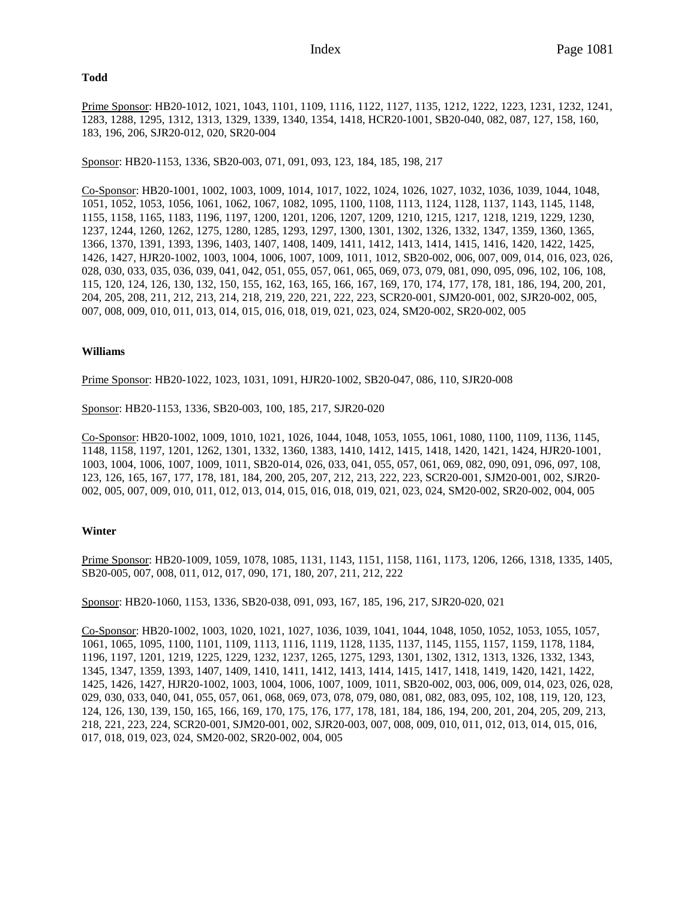**Todd**

Prime Sponsor: HB20-1012, 1021, 1043, 1101, 1109, 1116, 1122, 1127, 1135, 1212, 1222, 1223, 1231, 1232, 1241, 1283, 1288, 1295, 1312, 1313, 1329, 1339, 1340, 1354, 1418, HCR20-1001, SB20-040, 082, 087, 127, 158, 160, 183, 196, 206, SJR20-012, 020, SR20-004

Sponsor: HB20-1153, 1336, SB20-003, 071, 091, 093, 123, 184, 185, 198, 217

Co-Sponsor: HB20-1001, 1002, 1003, 1009, 1014, 1017, 1022, 1024, 1026, 1027, 1032, 1036, 1039, 1044, 1048, 1051, 1052, 1053, 1056, 1061, 1062, 1067, 1082, 1095, 1100, 1108, 1113, 1124, 1128, 1137, 1143, 1145, 1148, 1155, 1158, 1165, 1183, 1196, 1197, 1200, 1201, 1206, 1207, 1209, 1210, 1215, 1217, 1218, 1219, 1229, 1230, 1237, 1244, 1260, 1262, 1275, 1280, 1285, 1293, 1297, 1300, 1301, 1302, 1326, 1332, 1347, 1359, 1360, 1365, 1366, 1370, 1391, 1393, 1396, 1403, 1407, 1408, 1409, 1411, 1412, 1413, 1414, 1415, 1416, 1420, 1422, 1425, 1426, 1427, HJR20-1002, 1003, 1004, 1006, 1007, 1009, 1011, 1012, SB20-002, 006, 007, 009, 014, 016, 023, 026, 028, 030, 033, 035, 036, 039, 041, 042, 051, 055, 057, 061, 065, 069, 073, 079, 081, 090, 095, 096, 102, 106, 108, 115, 120, 124, 126, 130, 132, 150, 155, 162, 163, 165, 166, 167, 169, 170, 174, 177, 178, 181, 186, 194, 200, 201, 204, 205, 208, 211, 212, 213, 214, 218, 219, 220, 221, 222, 223, SCR20-001, SJM20-001, 002, SJR20-002, 005, 007, 008, 009, 010, 011, 013, 014, 015, 016, 018, 019, 021, 023, 024, SM20-002, SR20-002, 005

**Williams**

Prime Sponsor: HB20-1022, 1023, 1031, 1091, HJR20-1002, SB20-047, 086, 110, SJR20-008

Sponsor: HB20-1153, 1336, SB20-003, 100, 185, 217, SJR20-020

Co-Sponsor: HB20-1002, 1009, 1010, 1021, 1026, 1044, 1048, 1053, 1055, 1061, 1080, 1100, 1109, 1136, 1145, 1148, 1158, 1197, 1201, 1262, 1301, 1332, 1360, 1383, 1410, 1412, 1415, 1418, 1420, 1421, 1424, HJR20-1001, 1003, 1004, 1006, 1007, 1009, 1011, SB20-014, 026, 033, 041, 055, 057, 061, 069, 082, 090, 091, 096, 097, 108, 123, 126, 165, 167, 177, 178, 181, 184, 200, 205, 207, 212, 213, 222, 223, SCR20-001, SJM20-001, 002, SJR20-002, 005, 007, 009, 010, 011, 012, 013, 014, 015, 016, 018, 019, 021, 023, 024, SM20-002, SR20-002, 004, 005

**Winter**

Prime Sponsor: HB20-1009, 1059, 1078, 1085, 1131, 1143, 1151, 1158, 1161, 1173, 1206, 1266, 1318, 1335, 1405, SB20-005, 007, 008, 011, 012, 017, 090, 171, 180, 207, 211, 212, 222

Sponsor: HB20-1060, 1153, 1336, SB20-038, 091, 093, 167, 185, 196, 217, SJR20-020, 021

Co-Sponsor: HB20-1002, 1003, 1020, 1021, 1027, 1036, 1039, 1041, 1044, 1048, 1050, 1052, 1053, 1055, 1057, 1061, 1065, 1095, 1100, 1101, 1109, 1113, 1116, 1119, 1128, 1135, 1137, 1145, 1155, 1157, 1159, 1178, 1184, 1196, 1197, 1201, 1219, 1225, 1229, 1232, 1237, 1265, 1275, 1293, 1301, 1302, 1312, 1313, 1326, 1332, 1343, 1345, 1347, 1359, 1393, 1407, 1409, 1410, 1411, 1412, 1413, 1414, 1415, 1417, 1418, 1419, 1420, 1421, 1422, 1425, 1426, 1427, HJR20-1002, 1003, 1004, 1006, 1007, 1009, 1011, SB20-002, 003, 006, 009, 014, 023, 026, 028, 029, 030, 033, 040, 041, 055, 057, 061, 068, 069, 073, 078, 079, 080, 081, 082, 083, 095, 102, 108, 119, 120, 123, 124, 126, 130, 139, 150, 165, 166, 169, 170, 175, 176, 177, 178, 181, 184, 186, 194, 200, 201, 204, 205, 209, 213, 218, 221, 223, 224, SCR20-001, SJM20-001, 002, SJR20-003, 007, 008, 009, 010, 011, 012, 013, 014, 015, 016, 017, 018, 019, 023, 024, SM20-002, SR20-002, 004, 005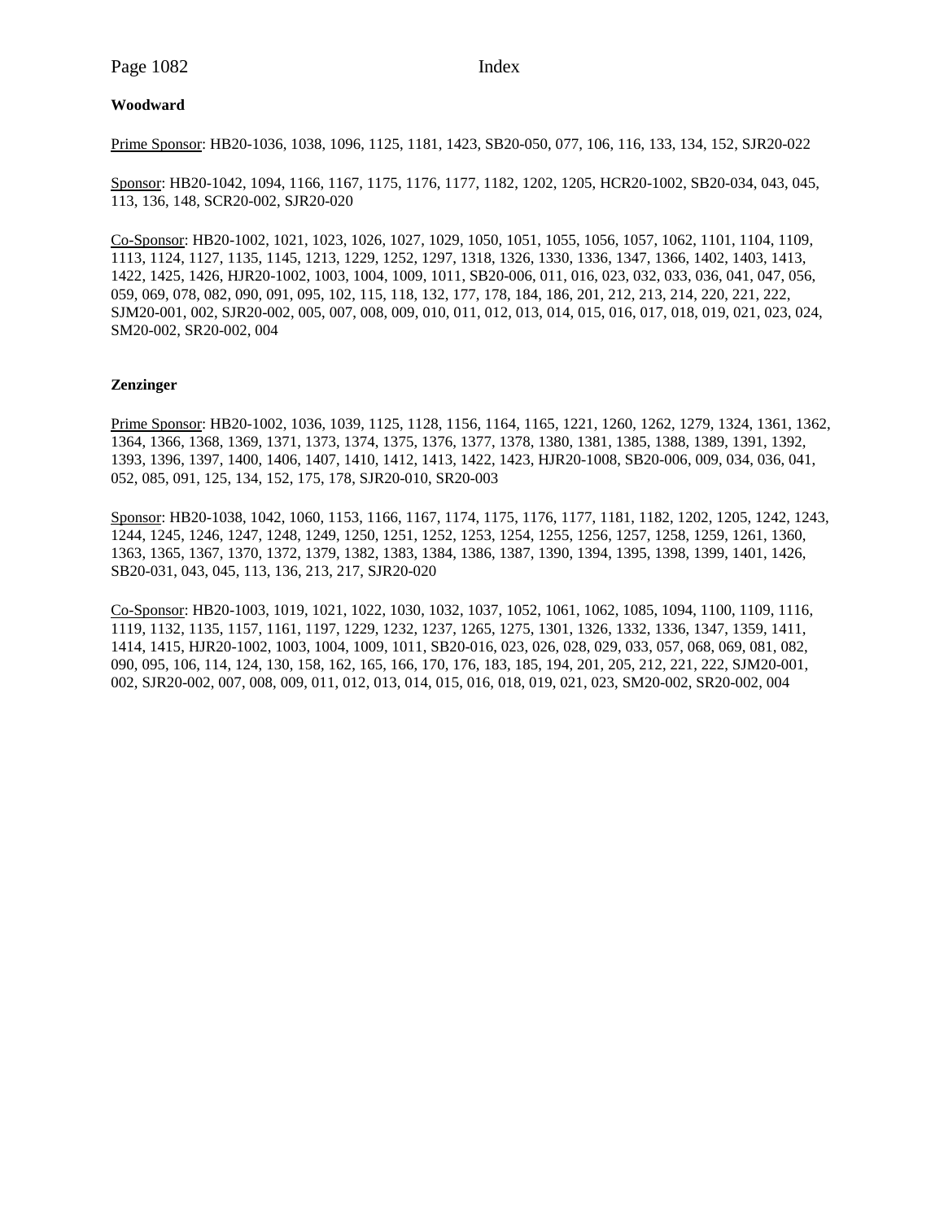**Woodward**

Prime Sponsor: HB20-1036, 1038, 1096, 1125, 1181, 1423, SB20-050, 077, 106, 116, 133, 134, 152, SJR20-022

Sponsor: HB20-1042, 1094, 1166, 1167, 1175, 1176, 1177, 1182, 1202, 1205, HCR20-1002, SB20-034, 043, 045, 113, 136, 148, SCR20-002, SJR20-020

Co-Sponsor: HB20-1002, 1021, 1023, 1026, 1027, 1029, 1050, 1051, 1055, 1056, 1057, 1062, 1101, 1104, 1109, 1113, 1124, 1127, 1135, 1145, 1213, 1229, 1252, 1297, 1318, 1326, 1330, 1336, 1347, 1366, 1402, 1403, 1413, 1422, 1425, 1426, HJR20-1002, 1003, 1004, 1009, 1011, SB20-006, 011, 016, 023, 032, 033, 036, 041, 047, 056, 059, 069, 078, 082, 090, 091, 095, 102, 115, 118, 132, 177, 178, 184, 186, 201, 212, 213, 214, 220, 221, 222, SJM20-001, 002, SJR20-002, 005, 007, 008, 009, 010, 011, 012, 013, 014, 015, 016, 017, 018, 019, 021, 023, 024, SM20-002, SR20-002, 004

**Zenzinger**

Prime Sponsor: HB20-1002, 1036, 1039, 1125, 1128, 1156, 1164, 1165, 1221, 1260, 1262, 1279, 1324, 1361, 1362, 1364, 1366, 1368, 1369, 1371, 1373, 1374, 1375, 1376, 1377, 1378, 1380, 1381, 1385, 1388, 1389, 1391, 1392, 1393, 1396, 1397, 1400, 1406, 1407, 1410, 1412, 1413, 1422, 1423, HJR20-1008, SB20-006, 009, 034, 036, 041, 052, 085, 091, 125, 134, 152, 175, 178, SJR20-010, SR20-003

Sponsor: HB20-1038, 1042, 1060, 1153, 1166, 1167, 1174, 1175, 1176, 1177, 1181, 1182, 1202, 1205, 1242, 1243, 1244, 1245, 1246, 1247, 1248, 1249, 1250, 1251, 1252, 1253, 1254, 1255, 1256, 1257, 1258, 1259, 1261, 1360, 1363, 1365, 1367, 1370, 1372, 1379, 1382, 1383, 1384, 1386, 1387, 1390, 1394, 1395, 1398, 1399, 1401, 1426, SB20-031, 043, 045, 113, 136, 213, 217, SJR20-020

Co-Sponsor: HB20-1003, 1019, 1021, 1022, 1030, 1032, 1037, 1052, 1061, 1062, 1085, 1094, 1100, 1109, 1116, 1119, 1132, 1135, 1157, 1161, 1197, 1229, 1232, 1237, 1265, 1275, 1301, 1326, 1332, 1336, 1347, 1359, 1411, 1414, 1415, HJR20-1002, 1003, 1004, 1009, 1011, SB20-016, 023, 026, 028, 029, 033, 057, 068, 069, 081, 082, 090, 095, 106, 114, 124, 130, 158, 162, 165, 166, 170, 176, 183, 185, 194, 201, 205, 212, 221, 222, SJM20-001, 002, SJR20-002, 007, 008, 009, 011, 012, 013, 014, 015, 016, 018, 019, 021, 023, SM20-002, SR20-002, 004